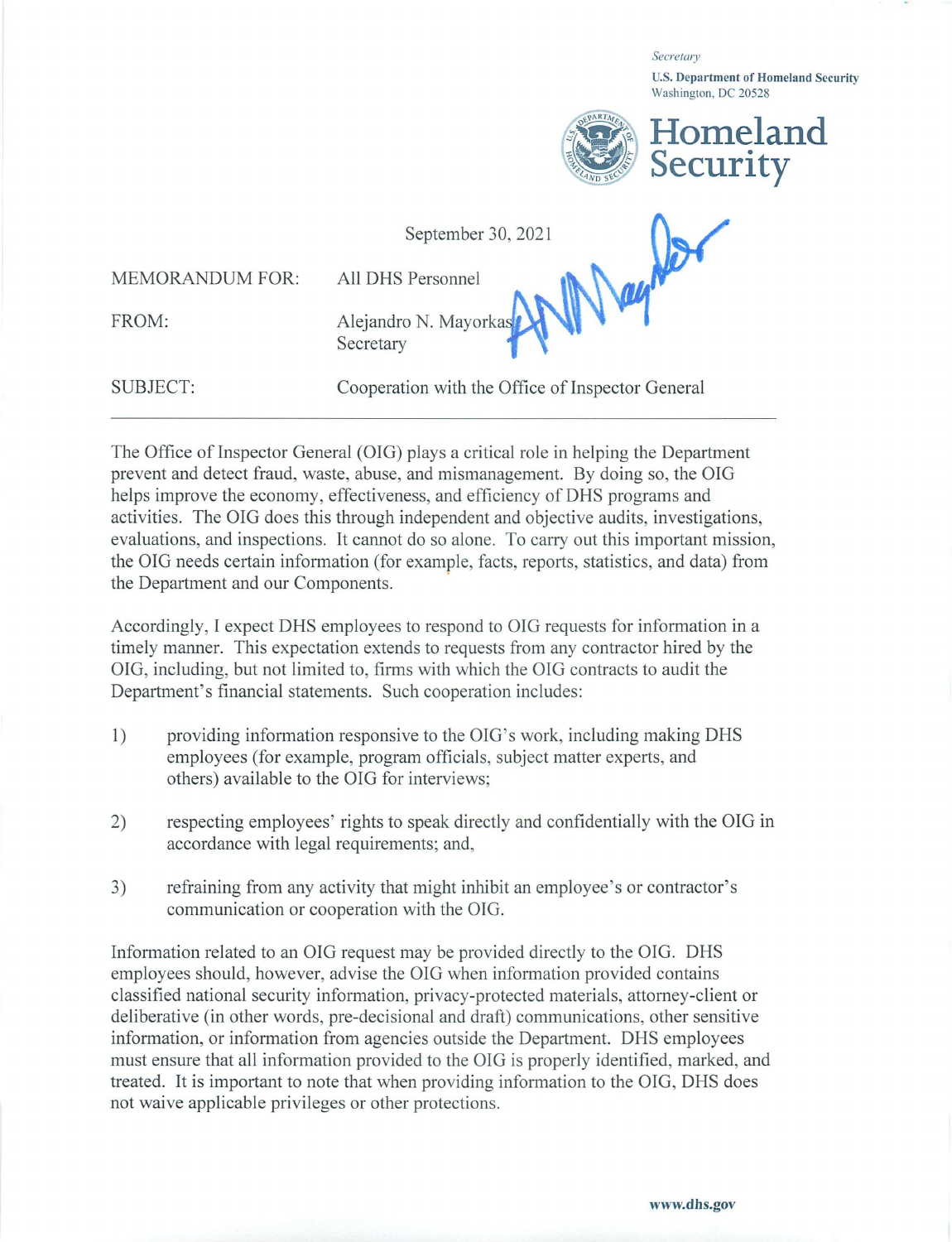*Secretary*

**U.S. Department of Homeland Security**
Washington, DC 20528

**Homeland Security**

September 30, 2021

MEMORANDUM FOR: All DHS Personnel

FROM: Alejandro N. Mayorkas
Secretary

SUBJECT: Cooperation with the Office of Inspector General

---

The Office of Inspector General (OIG) plays a critical role in helping the Department prevent and detect fraud, waste, abuse, and mismanagement. By doing so, the OIG helps improve the economy, effectiveness, and efficiency of DHS programs and activities. The OIG does this through independent and objective audits, investigations, evaluations, and inspections. It cannot do so alone. To carry out this important mission, the OIG needs certain information (for example, facts, reports, statistics, and data) from the Department and our Components.

Accordingly, I expect DHS employees to respond to OIG requests for information in a timely manner. This expectation extends to requests from any contractor hired by the OIG, including, but not limited to, firms with which the OIG contracts to audit the Department's financial statements. Such cooperation includes:

1) providing information responsive to the OIG's work, including making DHS employees (for example, program officials, subject matter experts, and others) available to the OIG for interviews;

2) respecting employees' rights to speak directly and confidentially with the OIG in accordance with legal requirements; and,

3) refraining from any activity that might inhibit an employee's or contractor's communication or cooperation with the OIG.

Information related to an OIG request may be provided directly to the OIG. DHS employees should, however, advise the OIG when information provided contains classified national security information, privacy-protected materials, attorney-client or deliberative (in other words, pre-decisional and draft) communications, other sensitive information, or information from agencies outside the Department. DHS employees must ensure that all information provided to the OIG is properly identified, marked, and treated. It is important to note that when providing information to the OIG, DHS does not waive applicable privileges or other protections.

www.dhs.gov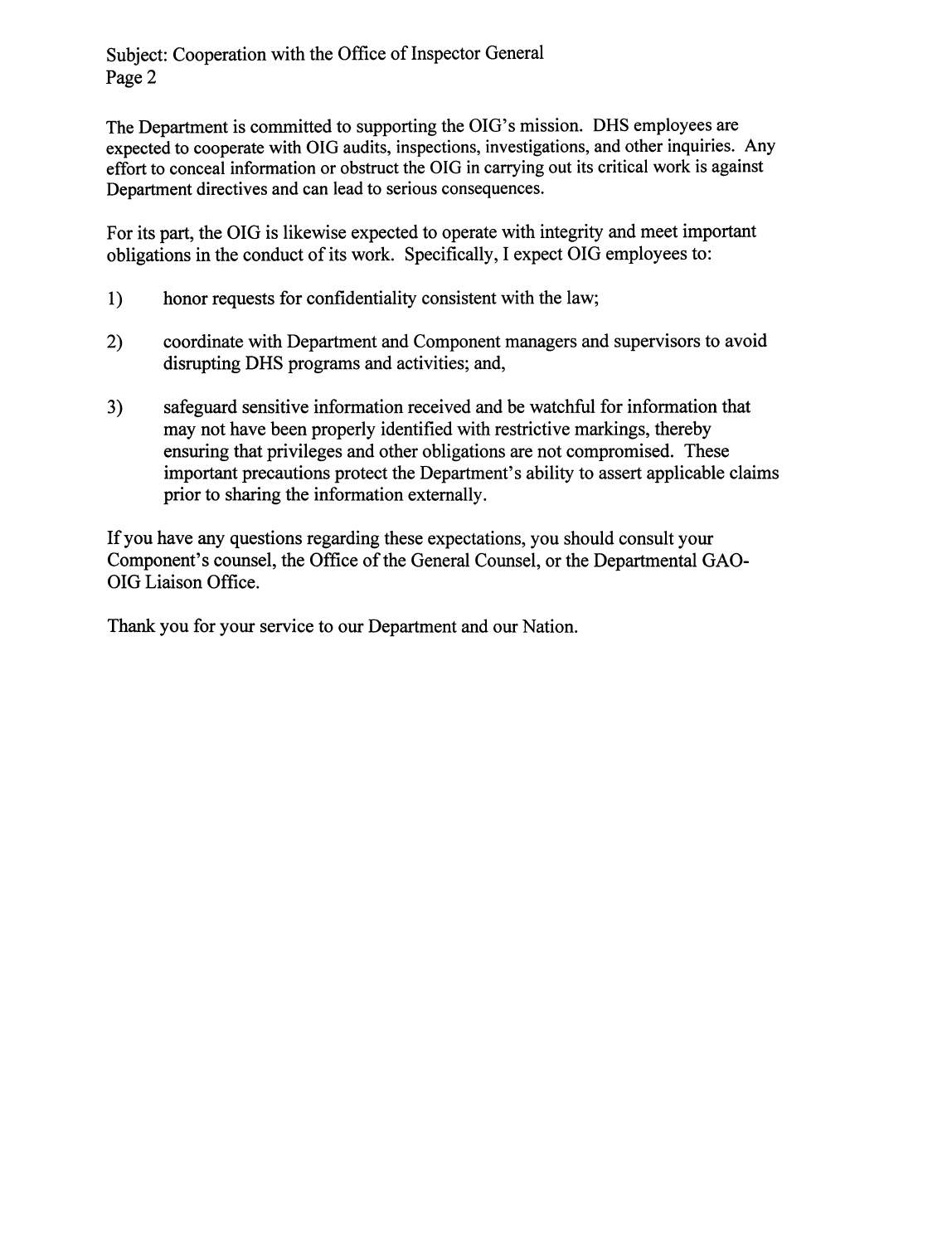The Department is committed to supporting the OIG's mission. DHS employees are expected to cooperate with OIG audits, inspections, investigations, and other inquiries. Any effort to conceal information or obstruct the OIG in carrying out its critical work is against Department directives and can lead to serious consequences.

For its part, the OIG is likewise expected to operate with integrity and meet important obligations in the conduct of its work. Specifically, I expect OIG employees to:

1) honor requests for confidentiality consistent with the law;

2) coordinate with Department and Component managers and supervisors to avoid disrupting DHS programs and activities; and,

3) safeguard sensitive information received and be watchful for information that may not have been properly identified with restrictive markings, thereby ensuring that privileges and other obligations are not compromised. These important precautions protect the Department's ability to assert applicable claims prior to sharing the information externally.

If you have any questions regarding these expectations, you should consult your Component's counsel, the Office of the General Counsel, or the Departmental GAO-OIG Liaison Office.

Thank you for your service to our Department and our Nation.